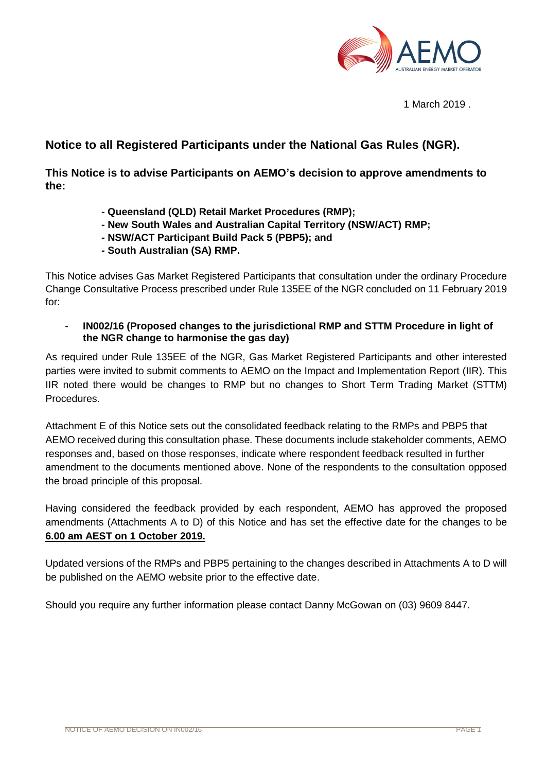1 March 2019 .

## Notice to all Registered Participants under the National Gas Rules (NGR).

### This Notice is to advise Participants on AEMO's decision to approve amendments to the:

- **Queensland (QLD) Retail Market Procedures (RMP);**
- **New South Wales and Australian Capital Territory (NSW/ACT) RMP;**
- **NSW/ACT Participant Build Pack 5 (PBP5); and**
- **South Australian (SA) RMP.**

This Notice advises Gas Market Registered Participants that consultation under the ordinary Procedure Change Consultative Process prescribed under Rule 135EE of the NGR concluded on 11 February 2019 for:

- **IN002/16 (Proposed changes to the jurisdictional RMP and STTM Procedure in light of the NGR change to harmonise the gas day)**

As required under Rule 135EE of the NGR, Gas Market Registered Participants and other interested parties were invited to submit comments to AEMO on the Impact and Implementation Report (IIR). This IIR noted there would be changes to RMP but no changes to Short Term Trading Market (STTM) Procedures.

Attachment E of this Notice sets out the consolidated feedback relating to the RMPs and PBP5 that AEMO received during this consultation phase. These documents include stakeholder comments, AEMO responses and, based on those responses, indicate where respondent feedback resulted in further amendment to the documents mentioned above. None of the respondents to the consultation opposed the broad principle of this proposal.

Having considered the feedback provided by each respondent, AEMO has approved the proposed amendments (Attachments A to D) of this Notice and has set the effective date for the changes to be **6.00 am AEST on 1 October 2019.**

Updated versions of the RMPs and PBP5 pertaining to the changes described in Attachments A to D will be published on the AEMO website prior to the effective date.

Should you require any further information please contact Danny McGowan on (03) 9609 8447.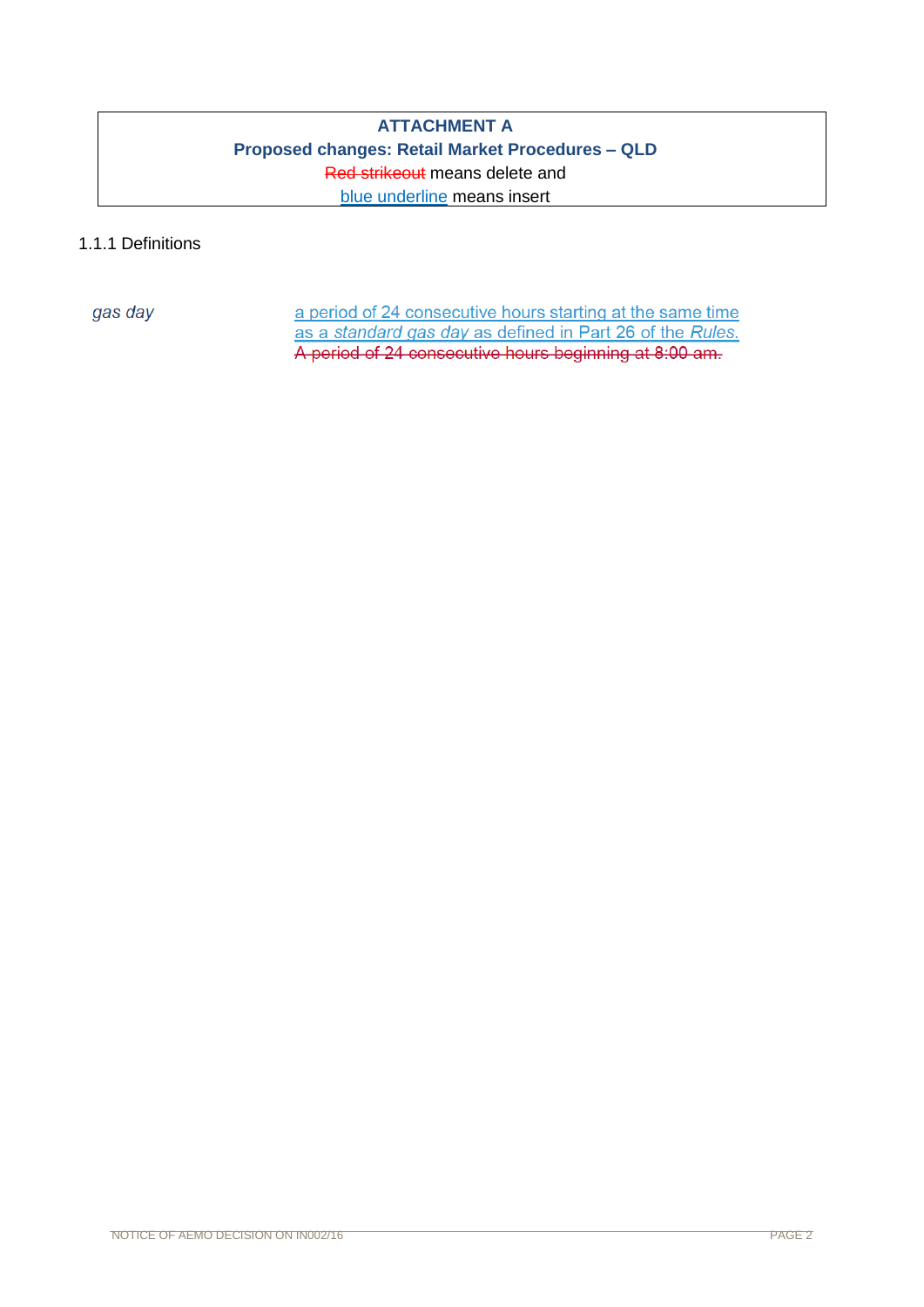**ATTACHMENT A**

**Proposed changes: Retail Market Procedures – QLD**

~~Red strikeout~~ means delete and

<u>blue underline</u> means insert

1.1.1 Definitions

| | |
|---|---|
| *gas day* | <u>a period of 24 consecutive hours starting at the same time as a *standard gas day* as defined in Part 26 of the *Rules*.</u> ~~A period of 24 consecutive hours beginning at 8:00 am.~~ |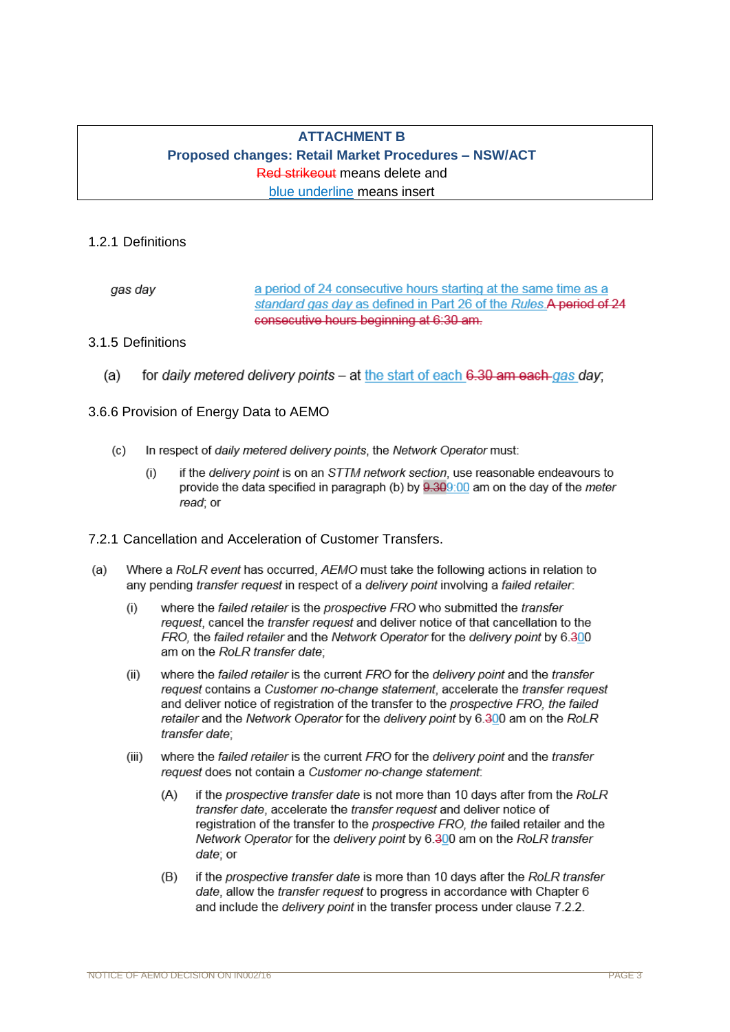**ATTACHMENT B**

**Proposed changes: Retail Market Procedures – NSW/ACT**

~~Red strikeout~~ means delete and

<u>blue underline</u> means insert

1.2.1 Definitions

| | |
|---|---|
| *gas day* | <u>a period of 24 consecutive hours starting at the same time as a *standard gas day* as defined in Part 26 of the *Rules*.</u> ~~A period of 24 consecutive hours beginning at 6:30 am.~~ |

3.1.5 Definitions

(a) for *daily metered delivery points* – at <u>the start of each</u> ~~6.30 am each~~ <u>*gas*</u> *day*;

3.6.6 Provision of Energy Data to AEMO

(c) In respect of *daily metered delivery points*, the *Network Operator* must:

(i) if the *delivery point* is on an *STTM network section*, use reasonable endeavours to provide the data specified in paragraph (b) by ~~9.30~~<u>9:00</u> am on the day of the *meter read*; or

7.2.1 Cancellation and Acceleration of Customer Transfers.

(a) Where a *RoLR event* has occurred, *AEMO* must take the following actions in relation to any pending *transfer request* in respect of a *delivery point* involving a *failed retailer*:

(i) where the *failed retailer* is the *prospective FRO* who submitted the *transfer request*, cancel the *transfer request* and deliver notice of that cancellation to the *FRO*, the *failed retailer* and the *Network Operator* for the *delivery point* by 6.~~3~~<u>0</u>0 am on the *RoLR transfer date*;

(ii) where the *failed retailer* is the current *FRO* for the *delivery point* and the *transfer request* contains a *Customer no-change statement*, accelerate the *transfer request* and deliver notice of registration of the transfer to the *prospective FRO, the failed retailer* and the *Network Operator* for the *delivery point* by 6.~~3~~<u>0</u>0 am on the *RoLR transfer date*;

(iii) where the *failed retailer* is the current *FRO* for the *delivery point* and the *transfer request* does not contain a *Customer no-change statement*:

(A) if the *prospective transfer date* is not more than 10 days after from the *RoLR transfer date*, accelerate the *transfer request* and deliver notice of registration of the transfer to the *prospective FRO, the* failed retailer and the *Network Operator* for the *delivery point* by 6.~~3~~<u>0</u>0 am on the *RoLR transfer date*; or

(B) if the *prospective transfer date* is more than 10 days after the *RoLR transfer date*, allow the *transfer request* to progress in accordance with Chapter 6 and include the *delivery point* in the transfer process under clause 7.2.2.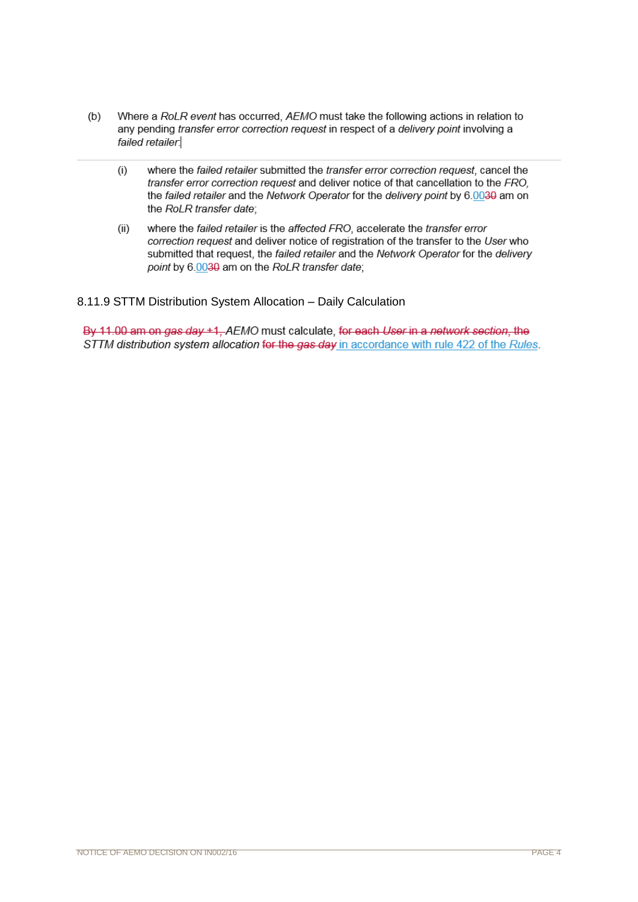(b) Where a *RoLR event* has occurred, *AEMO* must take the following actions in relation to any pending *transfer error correction request* in respect of a *delivery point* involving a *failed retailer*:

(i) where the *failed retailer* submitted the *transfer error correction request*, cancel the *transfer error correction request* and deliver notice of that cancellation to the *FRO*, the *failed retailer* and the *Network Operator* for the *delivery point* by 6.~~30~~00 am on the *RoLR transfer date*;

(ii) where the *failed retailer* is the *affected FRO*, accelerate the *transfer error correction request* and deliver notice of registration of the transfer to the *User* who submitted that request, the *failed retailer* and the *Network Operator* for the *delivery point* by 6.~~30~~00 am on the *RoLR transfer date*;

8.11.9 STTM Distribution System Allocation – Daily Calculation

~~By 11.00 am on *gas day* +1,~~ *AEMO* must calculate, ~~for each *User* in a *network section*, the~~ *STTM distribution system allocation* ~~for the *gas day*~~ in accordance with rule 422 of the *Rules*.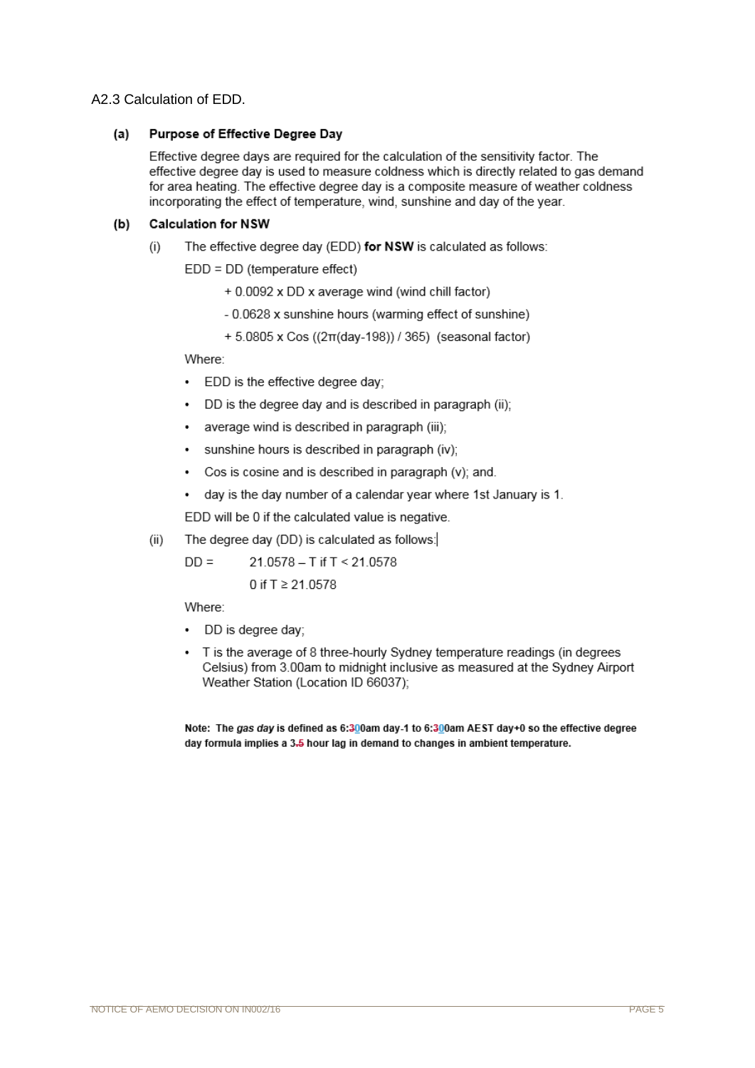A2.3 Calculation of EDD.

**(a) Purpose of Effective Degree Day**

Effective degree days are required for the calculation of the sensitivity factor. The effective degree day is used to measure coldness which is directly related to gas demand for area heating. The effective degree day is a composite measure of weather coldness incorporating the effect of temperature, wind, sunshine and day of the year.

**(b) Calculation for NSW**

(i) The effective degree day (EDD) **for NSW** is calculated as follows:

EDD = DD (temperature effect)

+ 0.0092 x DD x average wind (wind chill factor)

- 0.0628 x sunshine hours (warming effect of sunshine)

+ 5.0805 x Cos ((2π(day-198)) / 365) (seasonal factor)

Where:

- EDD is the effective degree day;
- DD is the degree day and is described in paragraph (ii);
- average wind is described in paragraph (iii);
- sunshine hours is described in paragraph (iv);
- Cos is cosine and is described in paragraph (v); and.
- day is the day number of a calendar year where 1st January is 1.

EDD will be 0 if the calculated value is negative.

(ii) The degree day (DD) is calculated as follows:

DD = 21.0578 – T if T < 21.0578

0 if T ≥ 21.0578

Where:

- DD is degree day;
- T is the average of 8 three-hourly Sydney temperature readings (in degrees Celsius) from 3.00am to midnight inclusive as measured at the Sydney Airport Weather Station (Location ID 66037);

**Note: The *gas day* is defined as 6:~~3~~00am day-1 to 6:~~3~~00am AEST day+0 so the effective degree day formula implies a 3~~.5~~ hour lag in demand to changes in ambient temperature.**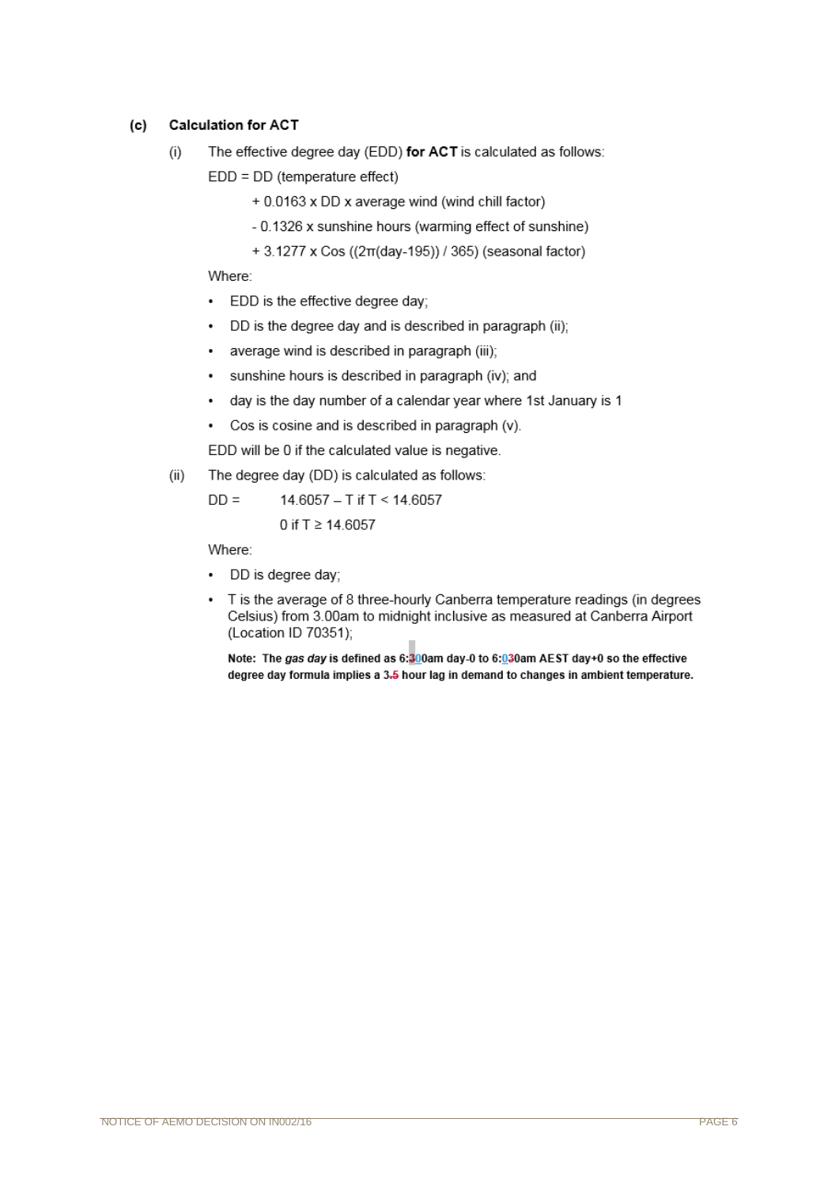**(c) Calculation for ACT**

(i) The effective degree day (EDD) **for ACT** is calculated as follows:

EDD = DD (temperature effect)

+ 0.0163 x DD x average wind (wind chill factor)

- 0.1326 x sunshine hours (warming effect of sunshine)

+ 3.1277 x Cos ((2π(day-195)) / 365) (seasonal factor)

Where:

- EDD is the effective degree day;
- DD is the degree day and is described in paragraph (ii);
- average wind is described in paragraph (iii);
- sunshine hours is described in paragraph (iv); and
- day is the day number of a calendar year where 1st January is 1
- Cos is cosine and is described in paragraph (v).

EDD will be 0 if the calculated value is negative.

(ii) The degree day (DD) is calculated as follows:

DD = 14.6057 – T if T < 14.6057

0 if T ≥ 14.6057

Where:

- DD is degree day;
- T is the average of 8 three-hourly Canberra temperature readings (in degrees Celsius) from 3.00am to midnight inclusive as measured at Canberra Airport (Location ID 70351);

**Note: The *gas day* is defined as 6:300am day-0 to 6:030am AEST day+0 so the effective degree day formula implies a 3.5 hour lag in demand to changes in ambient temperature.**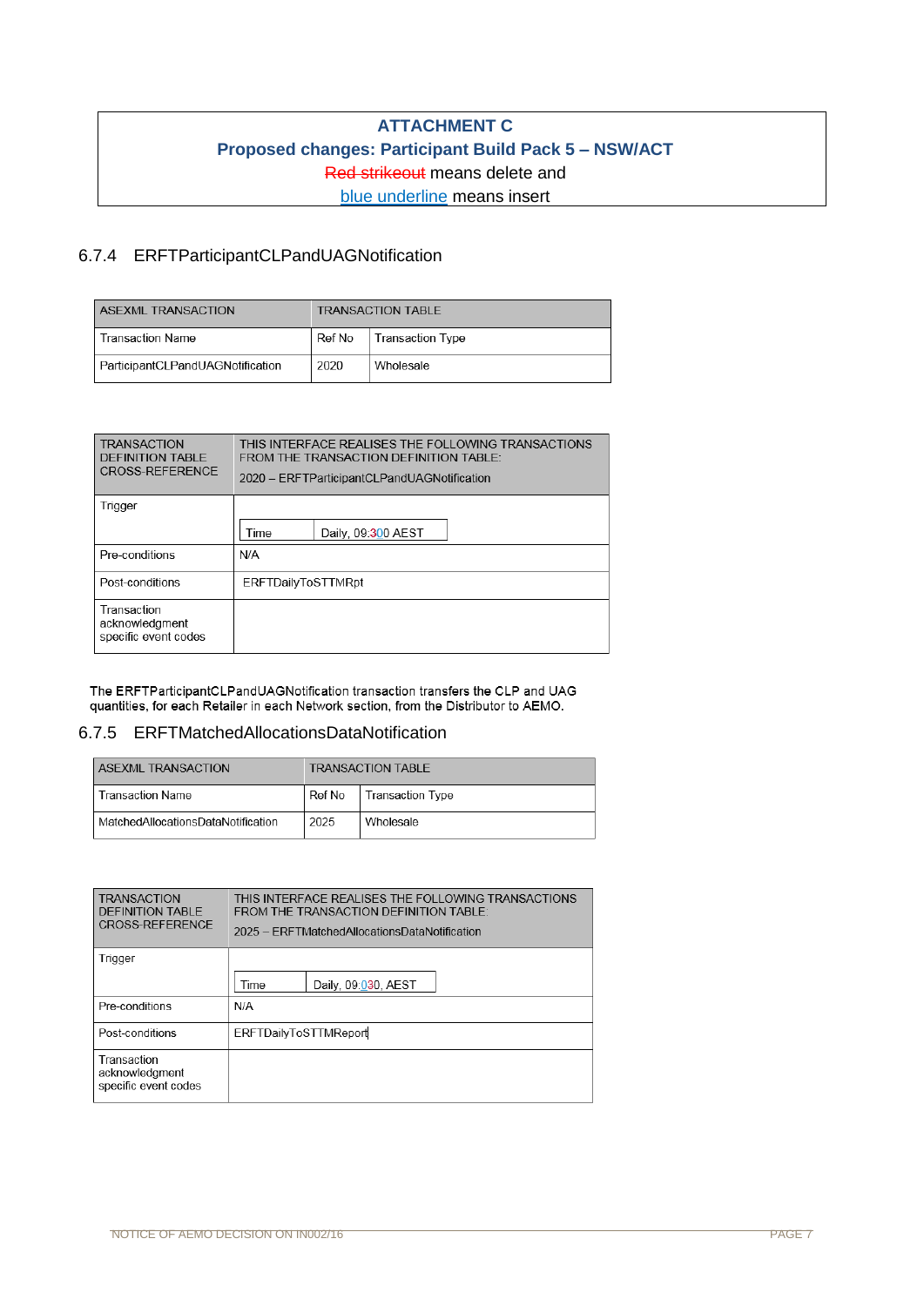**ATTACHMENT C**

**Proposed changes: Participant Build Pack 5 – NSW/ACT**

~~Red strikeout~~ means delete and

<u>blue underline</u> means insert

### 6.7.4 ERFTParticipantCLPandUAGNotification

| ASEXML TRANSACTION | TRANSACTION TABLE | |
|---|---|---|
| Transaction Name | Ref No | Transaction Type |
| ParticipantCLPandUAGNotification | 2020 | Wholesale |

| TRANSACTION DEFINITION TABLE CROSS-REFERENCE | THIS INTERFACE REALISES THE FOLLOWING TRANSACTIONS FROM THE TRANSACTION DEFINITION TABLE: 2020 – ERFTParticipantCLPandUAGNotification |
|---|---|
| Trigger | Time: Daily, 09:~~3~~<u>0</u>0 AEST |
| Pre-conditions | N/A |
| Post-conditions | ERFTDailyToSTTMRpt |
| Transaction acknowledgment specific event codes | |

The ERFTParticipantCLPandUAGNotification transaction transfers the CLP and UAG quantities, for each Retailer in each Network section, from the Distributor to AEMO.

### 6.7.5 ERFTMatchedAllocationsDataNotification

| ASEXML TRANSACTION | TRANSACTION TABLE | |
|---|---|---|
| Transaction Name | Ref No | Transaction Type |
| MatchedAllocationsDataNotification | 2025 | Wholesale |

| TRANSACTION DEFINITION TABLE CROSS-REFERENCE | THIS INTERFACE REALISES THE FOLLOWING TRANSACTIONS FROM THE TRANSACTION DEFINITION TABLE: 2025 – ERFTMatchedAllocationsDataNotification |
|---|---|
| Trigger | Time: Daily, 09:<u>0</u>30, AEST |
| Pre-conditions | N/A |
| Post-conditions | ERFTDailyToSTTMReport |
| Transaction acknowledgment specific event codes | |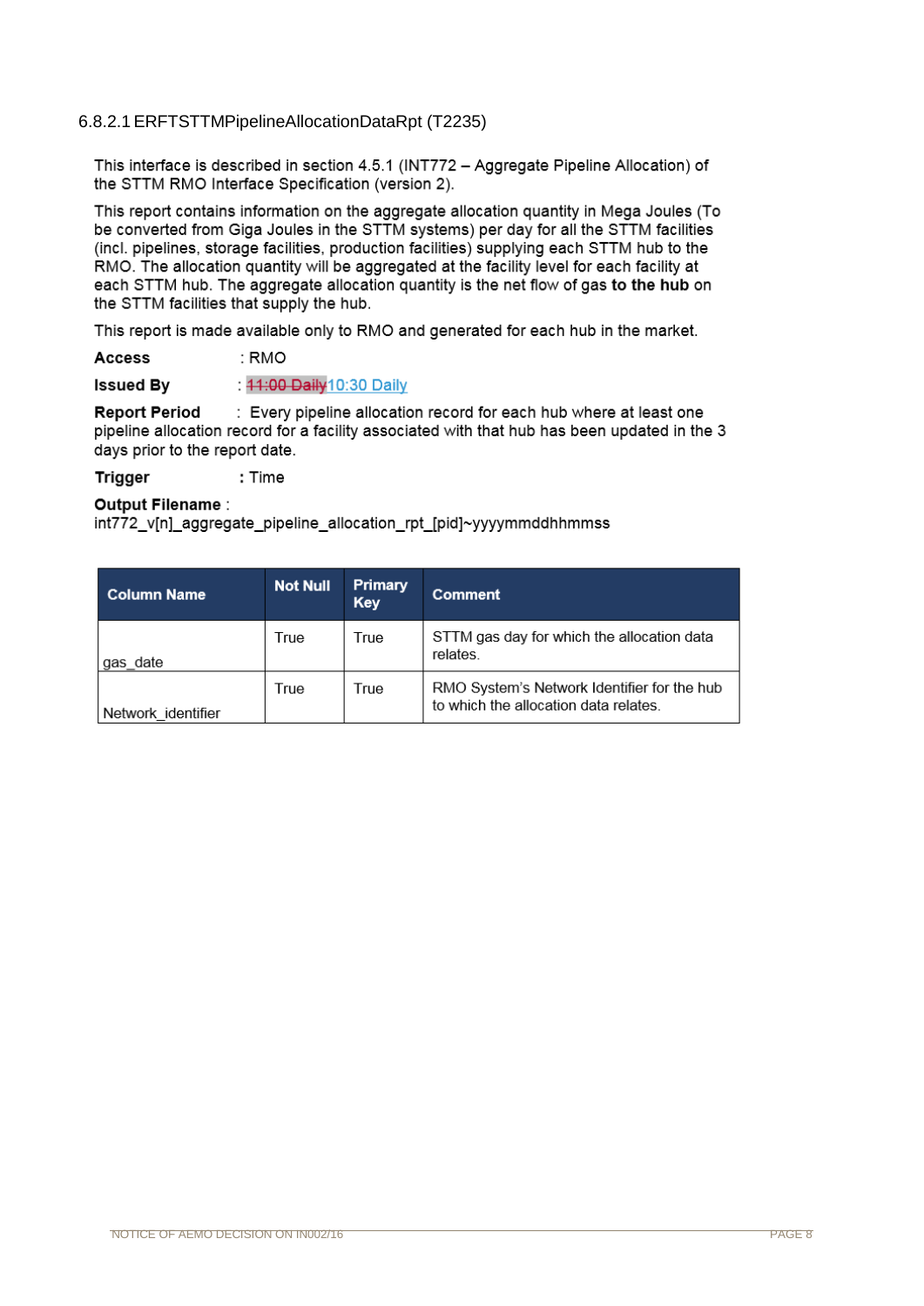#### 6.8.2.1 ERFTSTTMPipelineAllocationDataRpt (T2235)

This interface is described in section 4.5.1 (INT772 – Aggregate Pipeline Allocation) of the STTM RMO Interface Specification (version 2).

This report contains information on the aggregate allocation quantity in Mega Joules (To be converted from Giga Joules in the STTM systems) per day for all the STTM facilities (incl. pipelines, storage facilities, production facilities) supplying each STTM hub to the RMO. The allocation quantity will be aggregated at the facility level for each facility at each STTM hub. The aggregate allocation quantity is the net flow of gas **to the hub** on the STTM facilities that supply the hub.

This report is made available only to RMO and generated for each hub in the market.

**Access** : RMO

**Issued By** : ~~11:00 Daily~~ 10:30 Daily

**Report Period** : Every pipeline allocation record for each hub where at least one pipeline allocation record for a facility associated with that hub has been updated in the 3 days prior to the report date.

**Trigger** : Time

**Output Filename** :
int772_v[n]_aggregate_pipeline_allocation_rpt_[pid]~yyyymmddhhmmss

| Column Name | Not Null | Primary Key | Comment |
|---|---|---|---|
| gas_date | True | True | STTM gas day for which the allocation data relates. |
| Network_identifier | True | True | RMO System's Network Identifier for the hub to which the allocation data relates. |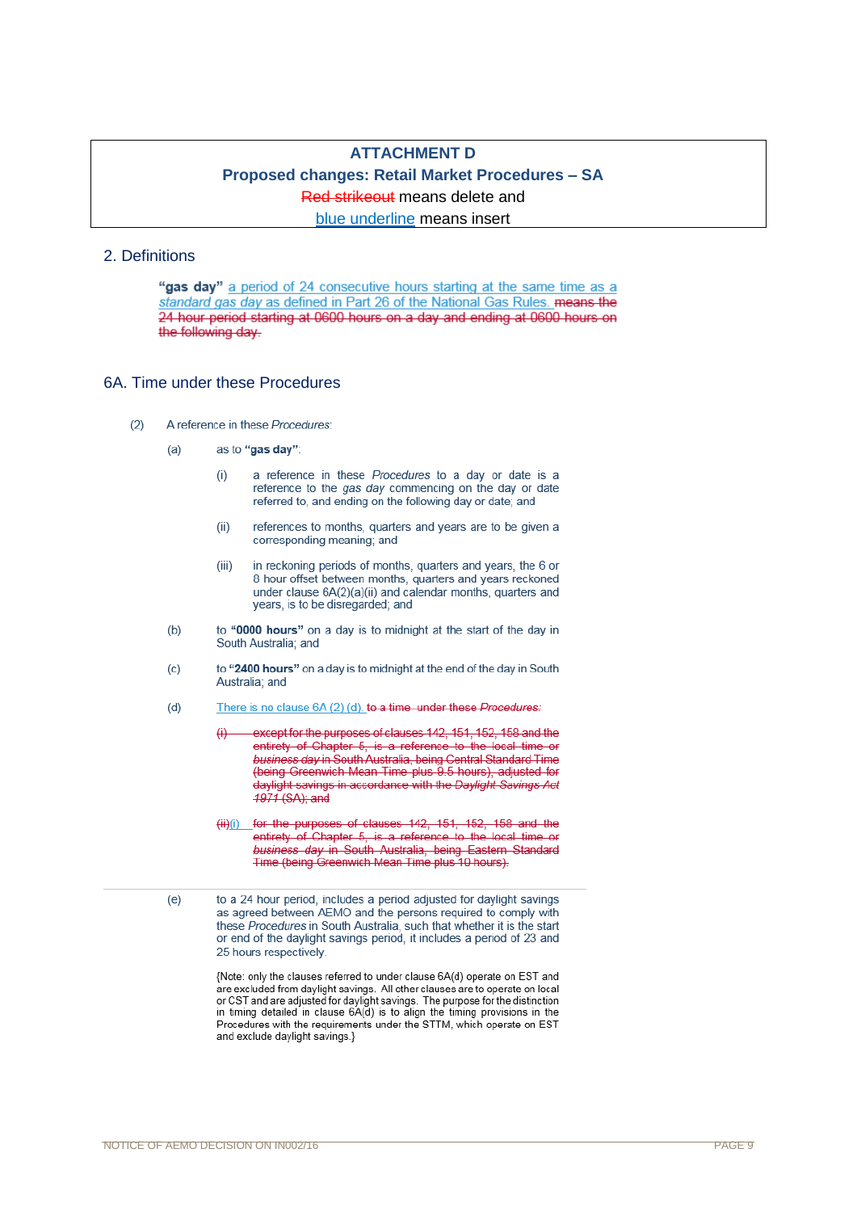**ATTACHMENT D**

**Proposed changes: Retail Market Procedures – SA**

~~Red strikeout~~ means delete and

<u>blue underline</u> means insert

## 2. Definitions

**"gas day"** <u>a period of 24 consecutive hours starting at the same time as a *standard gas day* as defined in Part 26 of the National Gas Rules.</u> ~~means the 24 hour period starting at 0600 hours on a day and ending at 0600 hours on the following day.~~

## 6A. Time under these Procedures

(2) A reference in these *Procedures*:

(a) as to **"gas day"**:

(i) a reference in these *Procedures* to a day or date is a reference to the *gas day* commencing on the day or date referred to, and ending on the following day or date; and

(ii) references to months, quarters and years are to be given a corresponding meaning; and

(iii) in reckoning periods of months, quarters and years, the 6 or 8 hour offset between months, quarters and years reckoned under clause 6A(2)(a)(ii) and calendar months, quarters and years, is to be disregarded; and

(b) to **"0000 hours"** on a day is to midnight at the start of the day in South Australia; and

(c) to **"2400 hours"** on a day is to midnight at the end of the day in South Australia; and

(d) <u>There is no clause 6A (2) (d).</u> ~~to a time under these *Procedures*:~~

~~(i) except for the purposes of clauses 142, 151, 152, 158 and the entirety of Chapter 5, is a reference to the local time or *business day* in South Australia, being Central Standard Time (being Greenwich Mean Time plus 9.5 hours), adjusted for daylight savings in accordance with the *Daylight Savings Act 1971* (SA); and~~

~~(ii)~~<u>(i)</u> ~~for the purposes of clauses 142, 151, 152, 158 and the entirety of Chapter 5, is a reference to the local time or *business day* in South Australia, being Eastern Standard Time (being Greenwich Mean Time plus 10 hours).~~

(e) to a 24 hour period, includes a period adjusted for daylight savings as agreed between AEMO and the persons required to comply with these *Procedures* in South Australia, such that whether it is the start or end of the daylight savings period, it includes a period of 23 and 25 hours respectively.

{Note: only the clauses referred to under clause 6A(d) operate on EST and are excluded from daylight savings. All other clauses are to operate on local or CST and are adjusted for daylight savings. The purpose for the distinction in timing detailed in clause 6A(d) is to align the timing provisions in the Procedures with the requirements under the STTM, which operate on EST and exclude daylight savings.}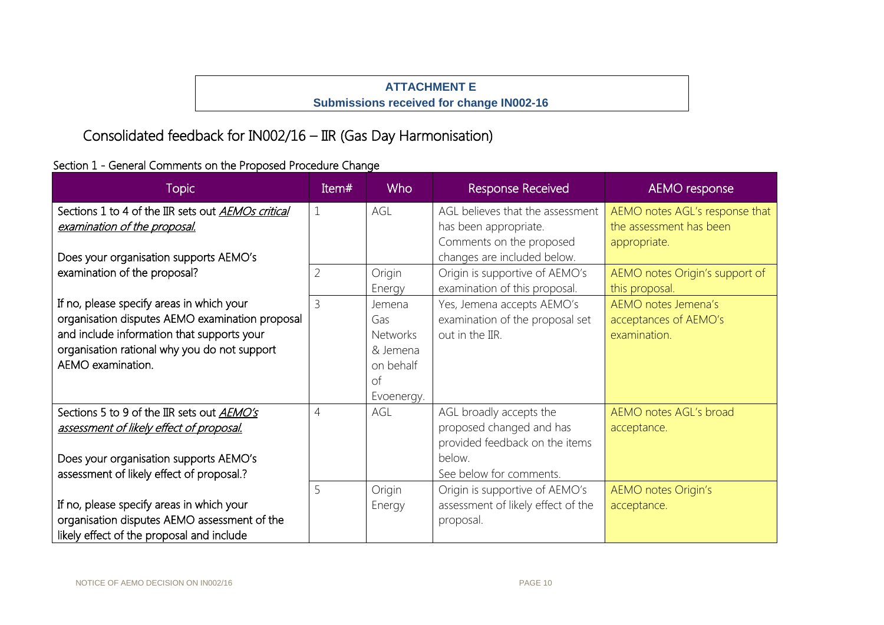**ATTACHMENT E**
**Submissions received for change IN002-16**

# Consolidated feedback for IN002/16 – IIR (Gas Day Harmonisation)

## Section 1 - General Comments on the Proposed Procedure Change

| Topic | Item# | Who | Response Received | AEMO response |
|---|---|---|---|---|
| Sections 1 to 4 of the IIR sets out *AEMOs critical examination of the proposal.* Does your organisation supports AEMO's examination of the proposal? If no, please specify areas in which your organisation disputes AEMO examination proposal and include information that supports your organisation rational why you do not support AEMO examination. | 1 | AGL | AGL believes that the assessment has been appropriate. Comments on the proposed changes are included below. | AEMO notes AGL's response that the assessment has been appropriate. |
| | 2 | Origin Energy | Origin is supportive of AEMO's examination of this proposal. | AEMO notes Origin's support of this proposal. |
| | 3 | Jemena Gas Networks & Jemena on behalf of Evoenergy. | Yes, Jemena accepts AEMO's examination of the proposal set out in the IIR. | AEMO notes Jemena's acceptances of AEMO's examination. |
| Sections 5 to 9 of the IIR sets out *AEMO's assessment of likely effect of proposal.* Does your organisation supports AEMO's assessment of likely effect of proposal.? If no, please specify areas in which your organisation disputes AEMO assessment of the likely effect of the proposal and include | 4 | AGL | AGL broadly accepts the proposed changed and has provided feedback on the items below. See below for comments. | AEMO notes AGL's broad acceptance. |
| | 5 | Origin Energy | Origin is supportive of AEMO's assessment of likely effect of the proposal. | AEMO notes Origin's acceptance. |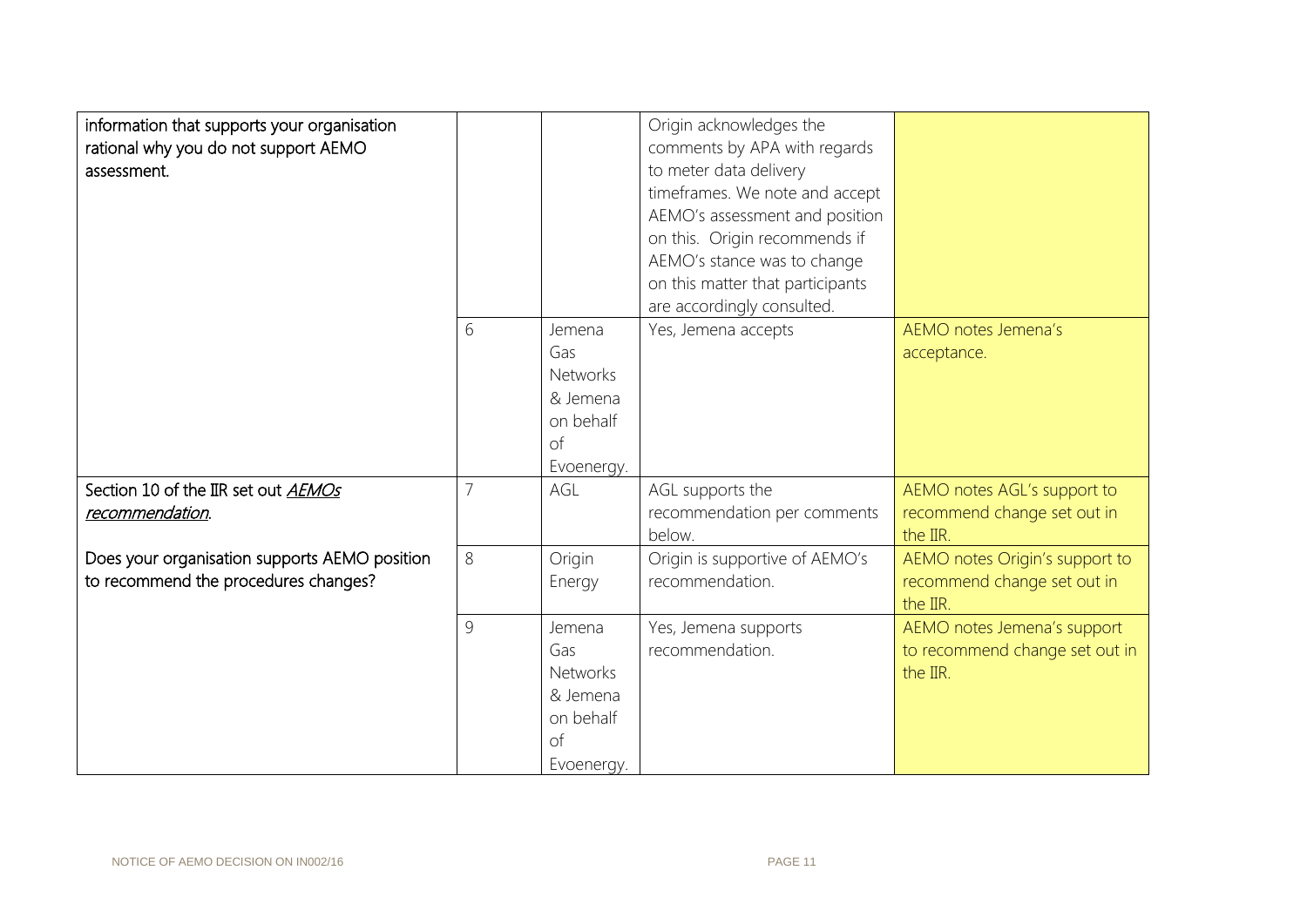| | | | | |
|---|---|---|---|---|
| information that supports your organisation rational why you do not support AEMO assessment. | | | Origin acknowledges the comments by APA with regards to meter data delivery timeframes. We note and accept AEMO's assessment and position on this. Origin recommends if AEMO's stance was to change on this matter that participants are accordingly consulted. | |
| | 6 | Jemena Gas Networks & Jemena on behalf of Evoenergy. | Yes, Jemena accepts | AEMO notes Jemena's acceptance. |
| Section 10 of the IIR set out *AEMOs recommendation*.<br><br>Does your organisation supports AEMO position to recommend the procedures changes? | 7 | AGL | AGL supports the recommendation per comments below. | AEMO notes AGL's support to recommend change set out in the IIR. |
| | 8 | Origin Energy | Origin is supportive of AEMO's recommendation. | AEMO notes Origin's support to recommend change set out in the IIR. |
| | 9 | Jemena Gas Networks & Jemena on behalf of Evoenergy. | Yes, Jemena supports recommendation. | AEMO notes Jemena's support to recommend change set out in the IIR. |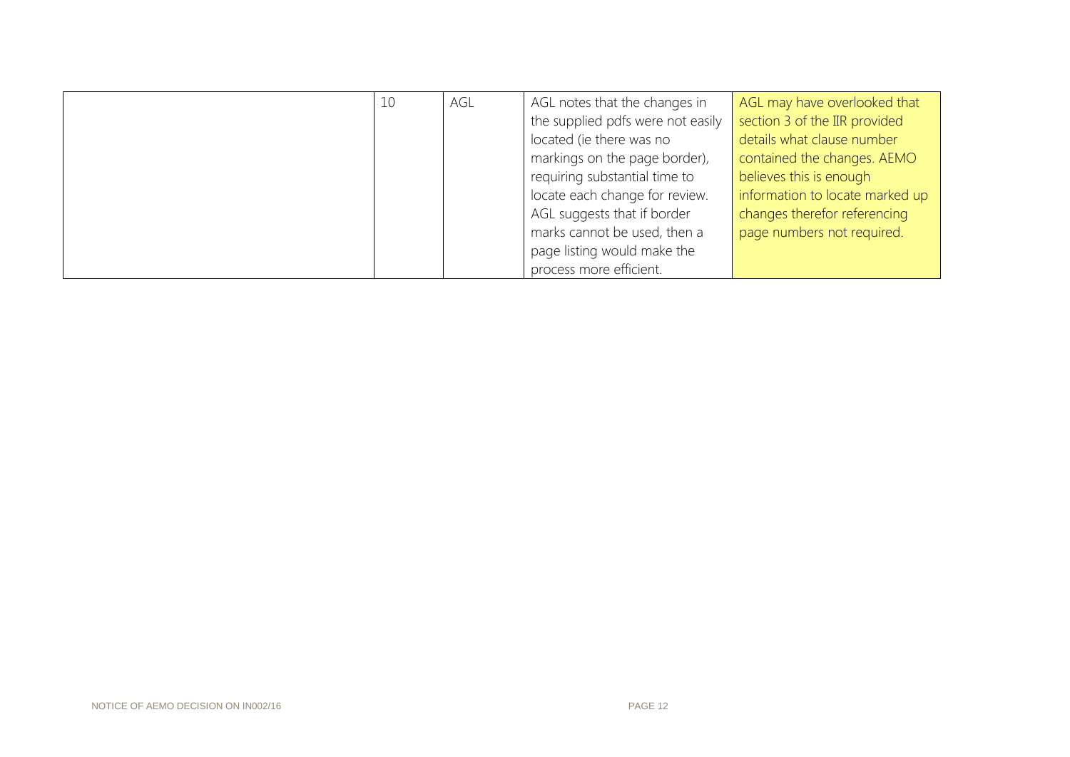|  | 10 | AGL | AGL notes that the changes in the supplied pdfs were not easily located (ie there was no markings on the page border), requiring substantial time to locate each change for review. AGL suggests that if border marks cannot be used, then a page listing would make the process more efficient. | AGL may have overlooked that section 3 of the IIR provided details what clause number contained the changes. AEMO believes this is enough information to locate marked up changes therefor referencing page numbers not required. |
|---|---|---|---|---|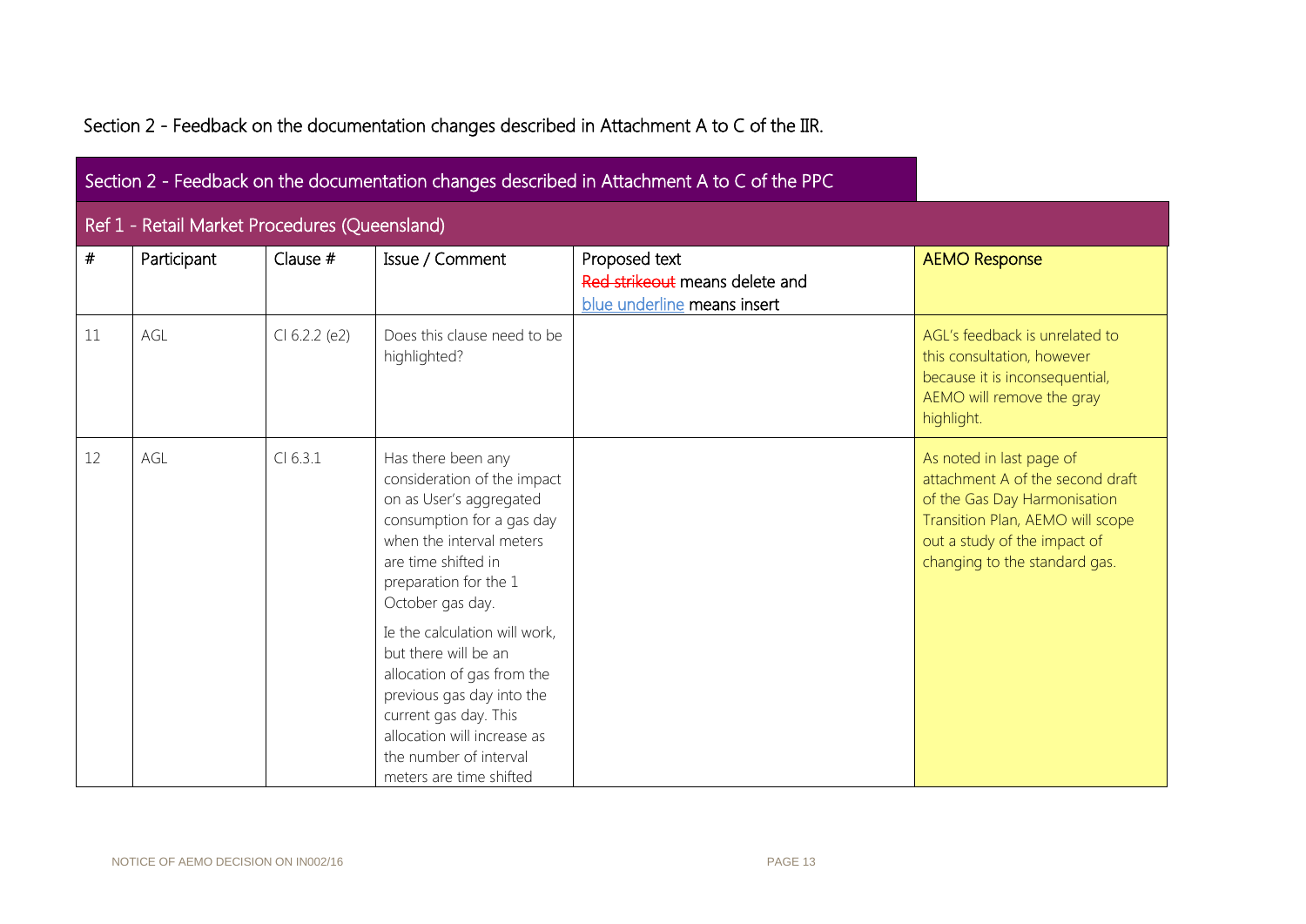Section 2 - Feedback on the documentation changes described in Attachment A to C of the IIR.

## Section 2 - Feedback on the documentation changes described in Attachment A to C of the PPC

### Ref 1 - Retail Market Procedures (Queensland)

| # | Participant | Clause # | Issue / Comment | Proposed text<br>~~Red strikeout~~ means delete and<br><u>blue underline</u> means insert | AEMO Response |
|---|---|---|---|---|---|
| 11 | AGL | Cl 6.2.2 (e2) | Does this clause need to be highlighted? | | AGL's feedback is unrelated to this consultation, however because it is inconsequential, AEMO will remove the gray highlight. |
| 12 | AGL | Cl 6.3.1 | Has there been any consideration of the impact on as User's aggregated consumption for a gas day when the interval meters are time shifted in preparation for the 1 October gas day.<br><br>Ie the calculation will work, but there will be an allocation of gas from the previous gas day into the current gas day. This allocation will increase as the number of interval meters are time shifted | | As noted in last page of attachment A of the second draft of the Gas Day Harmonisation Transition Plan, AEMO will scope out a study of the impact of changing to the standard gas. |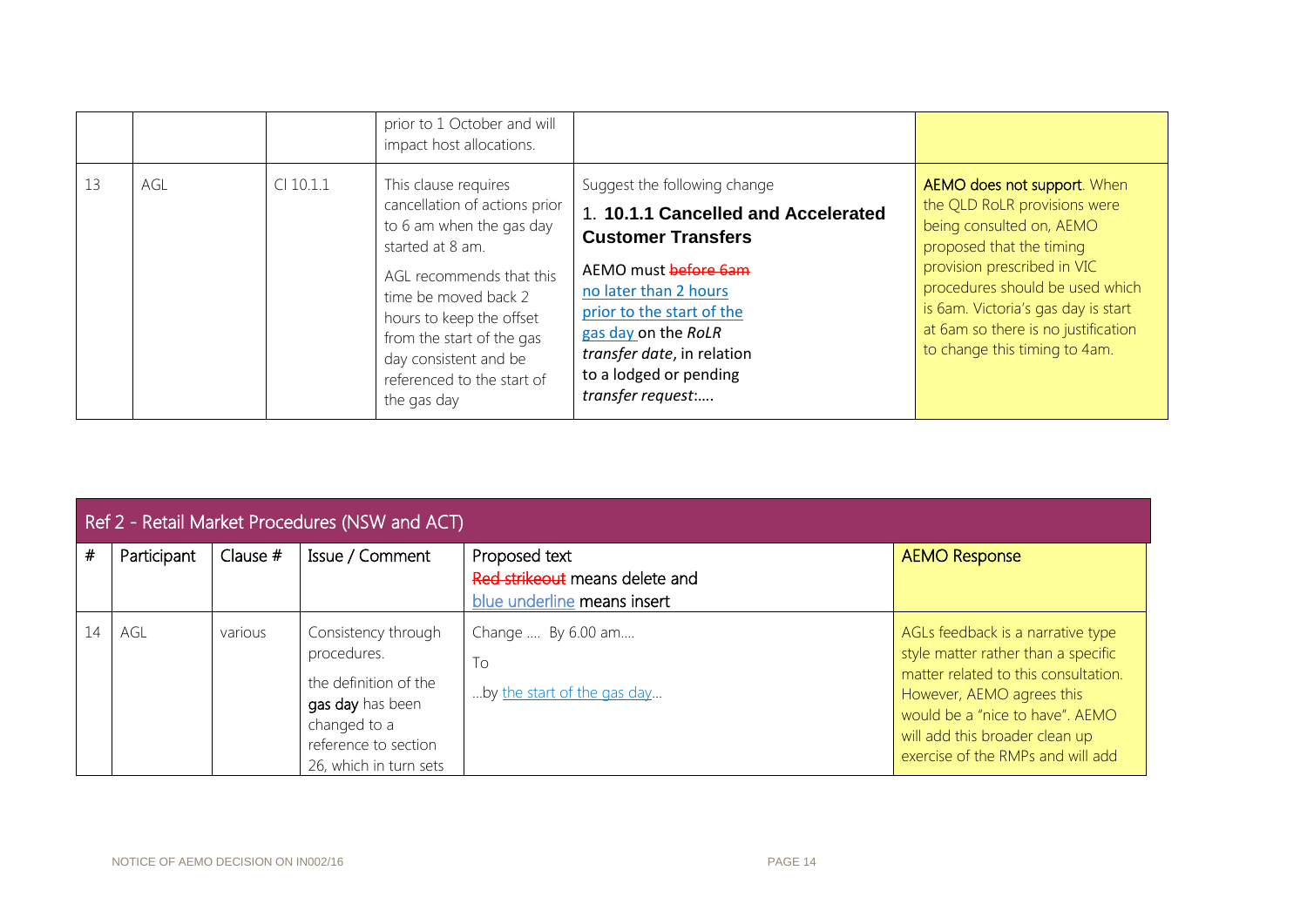| | | | prior to 1 October and will impact host allocations. | | |
|---|---|---|---|---|---|
| 13 | AGL | Cl 10.1.1 | This clause requires cancellation of actions prior to 6 am when the gas day started at 8 am.<br><br>AGL recommends that this time be moved back 2 hours to keep the offset from the start of the gas day consistent and be referenced to the start of the gas day | Suggest the following change<br><br>1. **10.1.1 Cancelled and Accelerated Customer Transfers**<br><br>AEMO must ~~before 6am~~ <u>no later than 2 hours prior to the start of the gas day</u> on the *RoLR transfer date*, in relation to a lodged or pending *transfer request*:…. | **AEMO does not support**. When the QLD RoLR provisions were being consulted on, AEMO proposed that the timing provision prescribed in VIC procedures should be used which is 6am. Victoria's gas day is start at 6am so there is no justification to change this timing to 4am. |

## Ref 2 - Retail Market Procedures (NSW and ACT)

| # | Participant | Clause # | Issue / Comment | Proposed text<br>~~Red strikeout~~ means delete and<br><u>blue underline</u> means insert | AEMO Response |
|---|---|---|---|---|---|
| 14 | AGL | various | Consistency through procedures.<br><br>the definition of the **gas day** has been changed to a reference to section 26, which in turn sets | Change …. By 6.00 am….<br><br>To<br><br>…by <u>the start of the gas day</u>… | AGLs feedback is a narrative type style matter rather than a specific matter related to this consultation. However, AEMO agrees this would be a "nice to have". AEMO will add this broader clean up exercise of the RMPs and will add |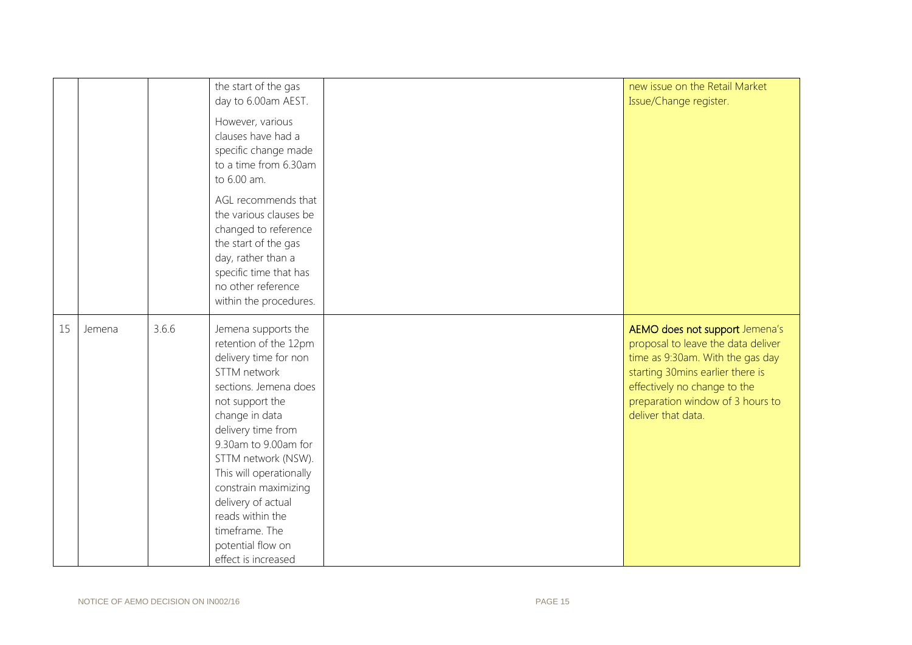| | | | | | |
|---|---|---|---|---|---|
| | | | the start of the gas day to 6.00am AEST. However, various clauses have had a specific change made to a time from 6.30am to 6.00 am. AGL recommends that the various clauses be changed to reference the start of the gas day, rather than a specific time that has no other reference within the procedures. | | new issue on the Retail Market Issue/Change register. |
| 15 | Jemena | 3.6.6 | Jemena supports the retention of the 12pm delivery time for non STTM network sections. Jemena does not support the change in data delivery time from 9.30am to 9.00am for STTM network (NSW). This will operationally constrain maximizing delivery of actual reads within the timeframe. The potential flow on effect is increased | | **AEMO does not support** Jemena's proposal to leave the data deliver time as 9:30am. With the gas day starting 30mins earlier there is effectively no change to the preparation window of 3 hours to deliver that data. |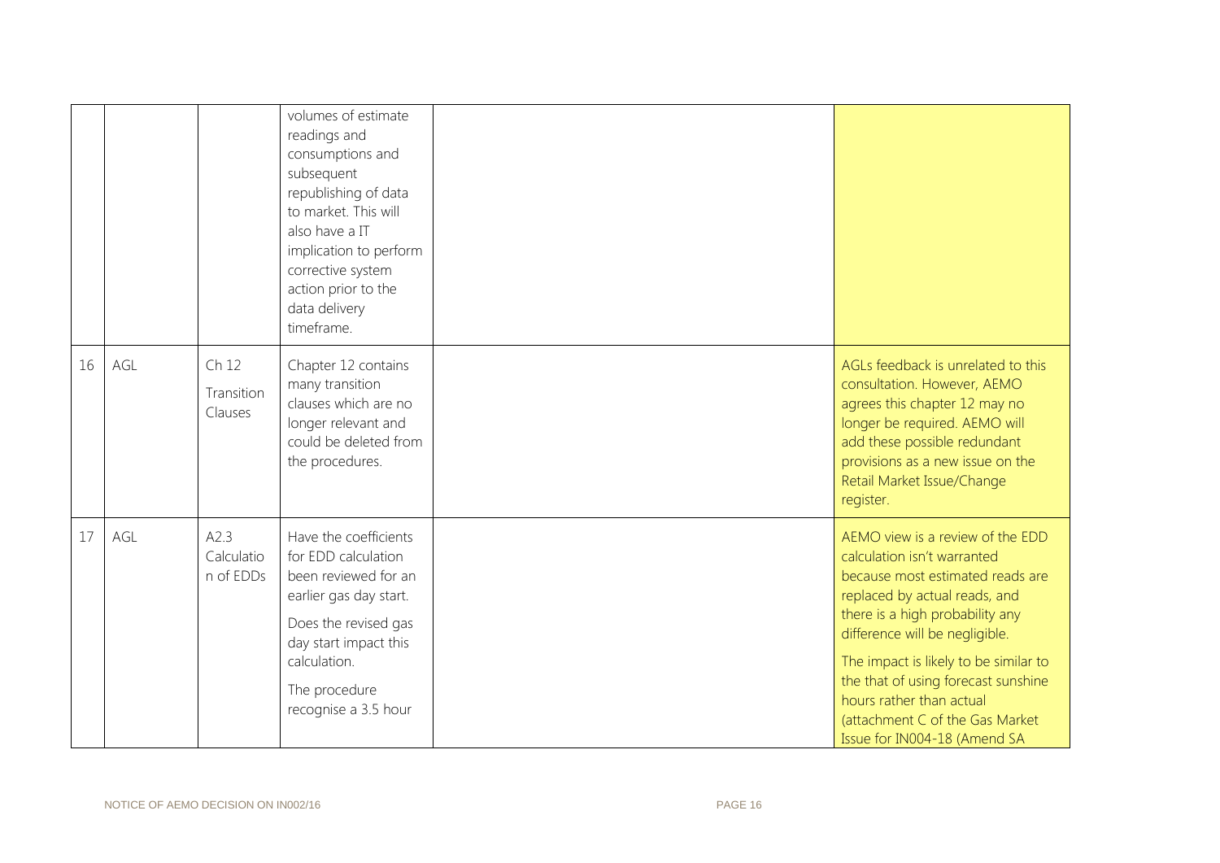| | | | | | |
|---|---|---|---|---|---|
| | | | volumes of estimate readings and consumptions and subsequent republishing of data to market. This will also have a IT implication to perform corrective system action prior to the data delivery timeframe. | | |
| 16 | AGL | Ch 12 Transition Clauses | Chapter 12 contains many transition clauses which are no longer relevant and could be deleted from the procedures. | | AGLs feedback is unrelated to this consultation. However, AEMO agrees this chapter 12 may no longer be required. AEMO will add these possible redundant provisions as a new issue on the Retail Market Issue/Change register. |
| 17 | AGL | A2.3 Calculation of EDDs | Have the coefficients for EDD calculation been reviewed for an earlier gas day start.<br><br>Does the revised gas day start impact this calculation.<br><br>The procedure recognise a 3.5 hour | | AEMO view is a review of the EDD calculation isn't warranted because most estimated reads are replaced by actual reads, and there is a high probability any difference will be negligible.<br><br>The impact is likely to be similar to the that of using forecast sunshine hours rather than actual (attachment C of the Gas Market Issue for IN004-18 (Amend SA |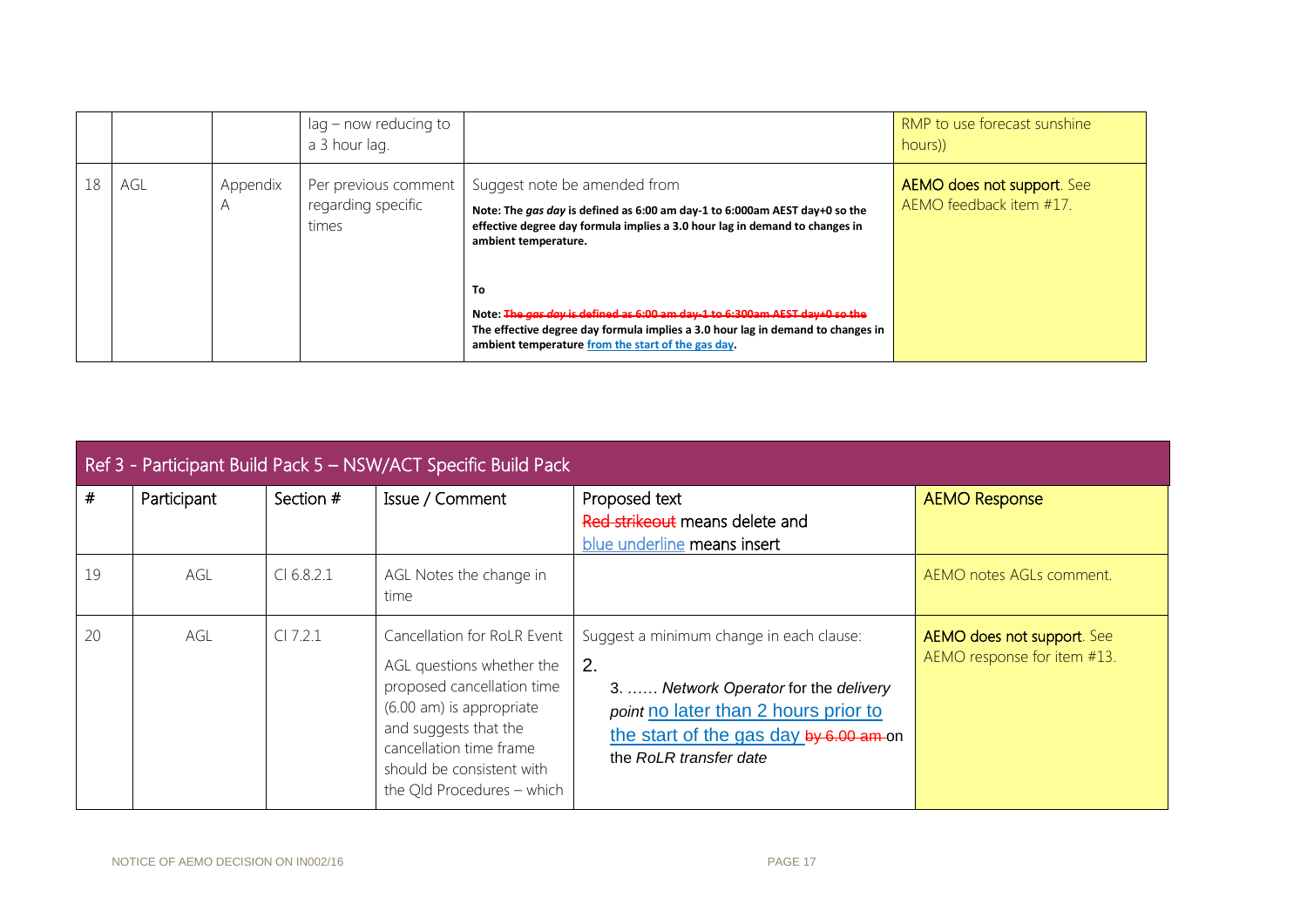|  |  |  | lag – now reducing to a 3 hour lag. |  | RMP to use forecast sunshine hours)) |
|---|---|---|---|---|---|
| 18 | AGL | Appendix A | Per previous comment regarding specific times | Suggest note be amended from<br>**Note: The *gas day* is defined as 6:00 am day-1 to 6:000am AEST day+0 so the effective degree day formula implies a 3.0 hour lag in demand to changes in ambient temperature.**<br><br>**To**<br><br>**Note: ~~The *gas day* is defined as 6:00 am day-1 to 6:300am AEST day+0 so the~~ The effective degree day formula implies a 3.0 hour lag in demand to changes in ambient temperature from the start of the gas day.** | **AEMO does not support**. See AEMO feedback item #17. |

## Ref 3 - Participant Build Pack 5 – NSW/ACT Specific Build Pack

| # | Participant | Section # | Issue / Comment | Proposed text<br>~~Red strikeout~~ means delete and<br>blue underline means insert | AEMO Response |
|---|---|---|---|---|---|
| 19 | AGL | Cl 6.8.2.1 | AGL Notes the change in time |  | AEMO notes AGLs comment. |
| 20 | AGL | Cl 7.2.1 | Cancellation for RoLR Event<br><br>AGL questions whether the proposed cancellation time (6.00 am) is appropriate and suggests that the cancellation time frame should be consistent with the Qld Procedures – which | Suggest a minimum change in each clause:<br>2.<br>3. …… *Network Operator* for the *delivery point* no later than 2 hours prior to the start of the gas day ~~by 6.00 am~~ on the *RoLR transfer date* | **AEMO does not support**. See AEMO response for item #13. |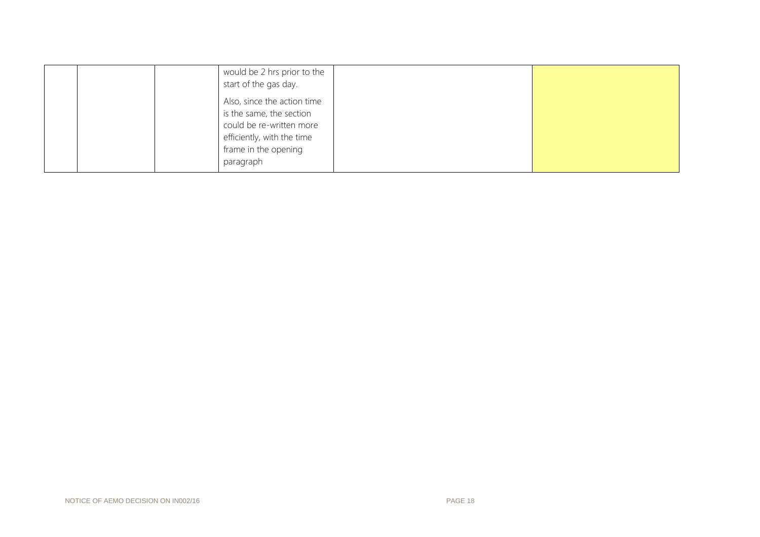|  |  |  | would be 2 hrs prior to the start of the gas day.<br><br>Also, since the action time is the same, the section could be re-written more efficiently, with the time frame in the opening paragraph |  |  |
|---|---|---|---|---|---|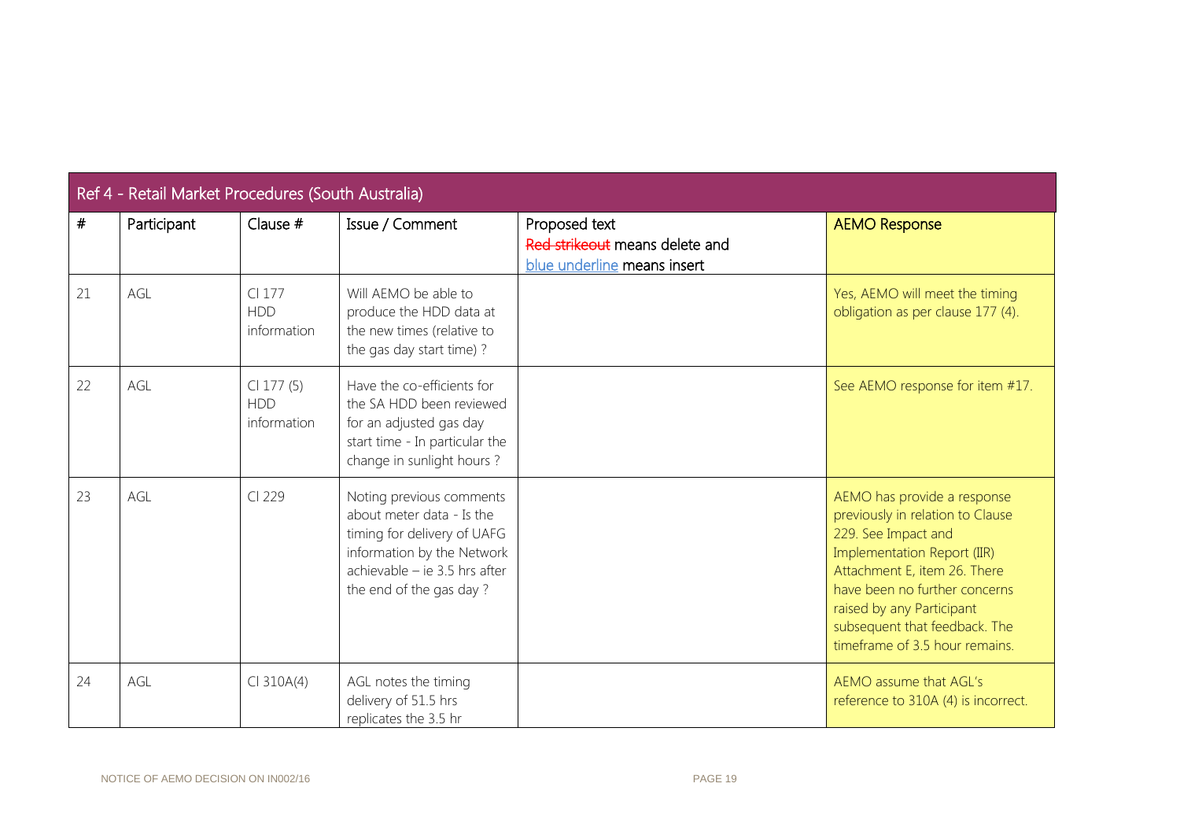| Ref 4 - Retail Market Procedures (South Australia) | | | | | |
|---|---|---|---|---|---|
| # | Participant | Clause # | Issue / Comment | Proposed text<br>~~Red strikeout~~ means delete and<br>blue underline means insert | AEMO Response |
| 21 | AGL | Cl 177<br>HDD information | Will AEMO be able to produce the HDD data at the new times (relative to the gas day start time) ? | | Yes, AEMO will meet the timing obligation as per clause 177 (4). |
| 22 | AGL | Cl 177 (5)<br>HDD information | Have the co-efficients for the SA HDD been reviewed for an adjusted gas day start time - In particular the change in sunlight hours ? | | See AEMO response for item #17. |
| 23 | AGL | Cl 229 | Noting previous comments about meter data - Is the timing for delivery of UAFG information by the Network achievable – ie 3.5 hrs after the end of the gas day ? | | AEMO has provide a response previously in relation to Clause 229. See Impact and Implementation Report (IIR) Attachment E, item 26. There have been no further concerns raised by any Participant subsequent that feedback. The timeframe of 3.5 hour remains. |
| 24 | AGL | Cl 310A(4) | AGL notes the timing delivery of 51.5 hrs replicates the 3.5 hr | | AEMO assume that AGL's reference to 310A (4) is incorrect. |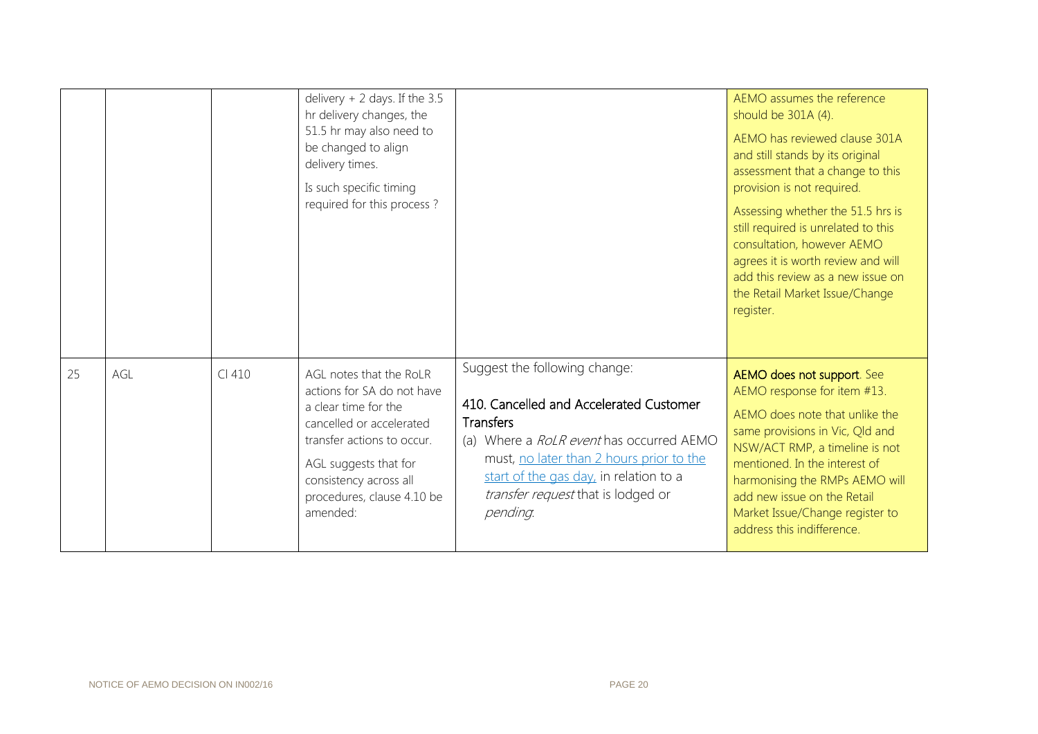| | | | | | |
|---|---|---|---|---|---|
| | | | delivery + 2 days. If the 3.5 hr delivery changes, the 51.5 hr may also need to be changed to align delivery times.<br><br>Is such specific timing required for this process ? | | AEMO assumes the reference should be 301A (4).<br><br>AEMO has reviewed clause 301A and still stands by its original assessment that a change to this provision is not required.<br><br>Assessing whether the 51.5 hrs is still required is unrelated to this consultation, however AEMO agrees it is worth review and will add this review as a new issue on the Retail Market Issue/Change register. |
| 25 | AGL | Cl 410 | AGL notes that the RoLR actions for SA do not have a clear time for the cancelled or accelerated transfer actions to occur.<br><br>AGL suggests that for consistency across all procedures, clause 4.10 be amended: | Suggest the following change:<br><br>**410. Cancelled and Accelerated Customer Transfers**<br><br>(a) Where a *RoLR event* has occurred AEMO must, no later than 2 hours prior to the start of the gas day, in relation to a *transfer request* that is lodged or *pending*: | **AEMO does not support**. See AEMO response for item #13.<br><br>AEMO does note that unlike the same provisions in Vic, Qld and NSW/ACT RMP, a timeline is not mentioned. In the interest of harmonising the RMPs AEMO will add new issue on the Retail Market Issue/Change register to address this indifference. |